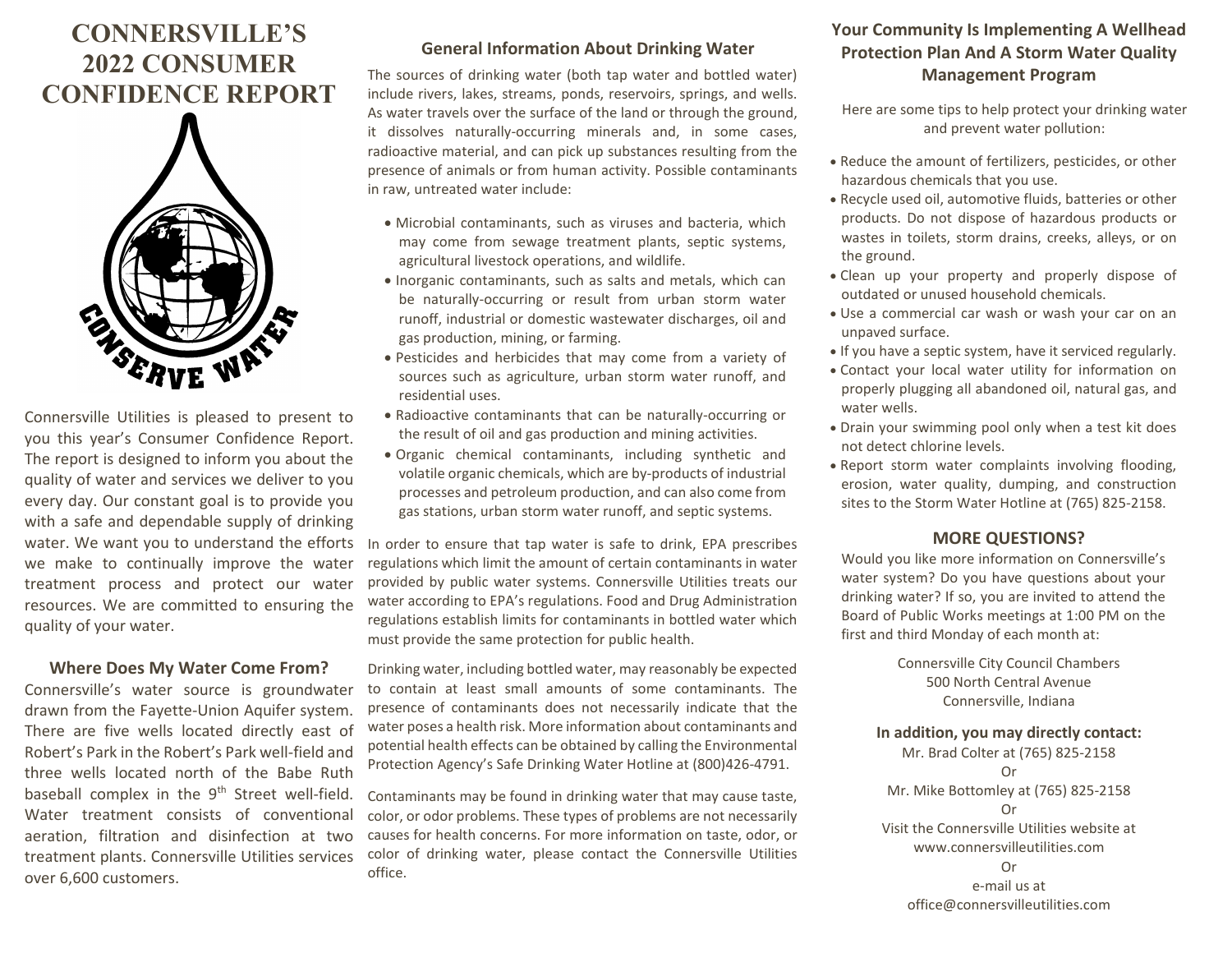# CONNERSVILLE'S 2022 CONSUMER CONFIDENCE REPORT

Connersville Utilities is pleased to present to you this year's Consumer Confidence Report. The report is designed to inform you about the quality of water and services we deliver to you every day. Our constant goal is to provide you with a safe and dependable supply of drinking water. We want you to understand the efforts we make to continually improve the water treatment process and protect our water resources. We are committed to ensuring the quality of your water.

## Where Does My Water Come From?

Connersville's water source is groundwater drawn from the Fayette-Union Aquifer system. There are five wells located directly east of Robert's Park in the Robert's Park well-field and three wells located north of the Babe Ruth baseball complex in the 9th Street well-field. Water treatment consists of conventional aeration, filtration and disinfection at two treatment plants. Connersville Utilities services over 6,600 customers.

## General Information About Drinking Water

The sources of drinking water (both tap water and bottled water) include rivers, lakes, streams, ponds, reservoirs, springs, and wells. As water travels over the surface of the land or through the ground, it dissolves naturally-occurring minerals and, in some cases, radioactive material, and can pick up substances resulting from the presence of animals or from human activity. Possible contaminants in raw, untreated water include:

- Microbial contaminants, such as viruses and bacteria, which may come from sewage treatment plants, septic systems, agricultural livestock operations, and wildlife.
- Inorganic contaminants, such as salts and metals, which can be naturally-occurring or result from urban storm water runoff, industrial or domestic wastewater discharges, oil and gas production, mining, or farming.
- Pesticides and herbicides that may come from a variety of sources such as agriculture, urban storm water runoff, and residential uses.
- Radioactive contaminants that can be naturally-occurring or the result of oil and gas production and mining activities.
- Organic chemical contaminants, including synthetic and volatile organic chemicals, which are by-products of industrial processes and petroleum production, and can also come from gas stations, urban storm water runoff, and septic systems.

In order to ensure that tap water is safe to drink, EPA prescribes regulations which limit the amount of certain contaminants in water provided by public water systems. Connersville Utilities treats our water according to EPA's regulations. Food and Drug Administration regulations establish limits for contaminants in bottled water which must provide the same protection for public health.

Drinking water, including bottled water, may reasonably be expected to contain at least small amounts of some contaminants. The presence of contaminants does not necessarily indicate that the water poses a health risk. More information about contaminants and potential health effects can be obtained by calling the Environmental Protection Agency's Safe Drinking Water Hotline at (800)426-4791.

Contaminants may be found in drinking water that may cause taste, color, or odor problems. These types of problems are not necessarily causes for health concerns. For more information on taste, odor, or color of drinking water, please contact the Connersville Utilities office.

## Your Community Is Implementing A Wellhead Protection Plan And A Storm Water Quality Management Program

Here are some tips to help protect your drinking water and prevent water pollution:

- Reduce the amount of fertilizers, pesticides, or other hazardous chemicals that you use.
- Recycle used oil, automotive fluids, batteries or other products. Do not dispose of hazardous products or wastes in toilets, storm drains, creeks, alleys, or on the ground.
- Clean up your property and properly dispose of outdated or unused household chemicals.
- Use a commercial car wash or wash your car on an unpaved surface.
- If you have a septic system, have it serviced regularly.
- Contact your local water utility for information on properly plugging all abandoned oil, natural gas, and water wells.
- Drain your swimming pool only when a test kit does not detect chlorine levels.
- Report storm water complaints involving flooding, erosion, water quality, dumping, and construction sites to the Storm Water Hotline at (765) 825-2158.

## MORE QUESTIONS?

Would you like more information on Connersville's water system? Do you have questions about your drinking water? If so, you are invited to attend the Board of Public Works meetings at 1:00 PM on the first and third Monday of each month at:

Connersville City Council Chambers
500 North Central Avenue
Connersville, Indiana

**In addition, you may directly contact:**

Mr. Brad Colter at (765) 825-2158

Or

Mr. Mike Bottomley at (765) 825-2158

Or

Visit the Connersville Utilities website at www.connersvilleutilities.com

Or

e-mail us at office@connersvilleutilities.com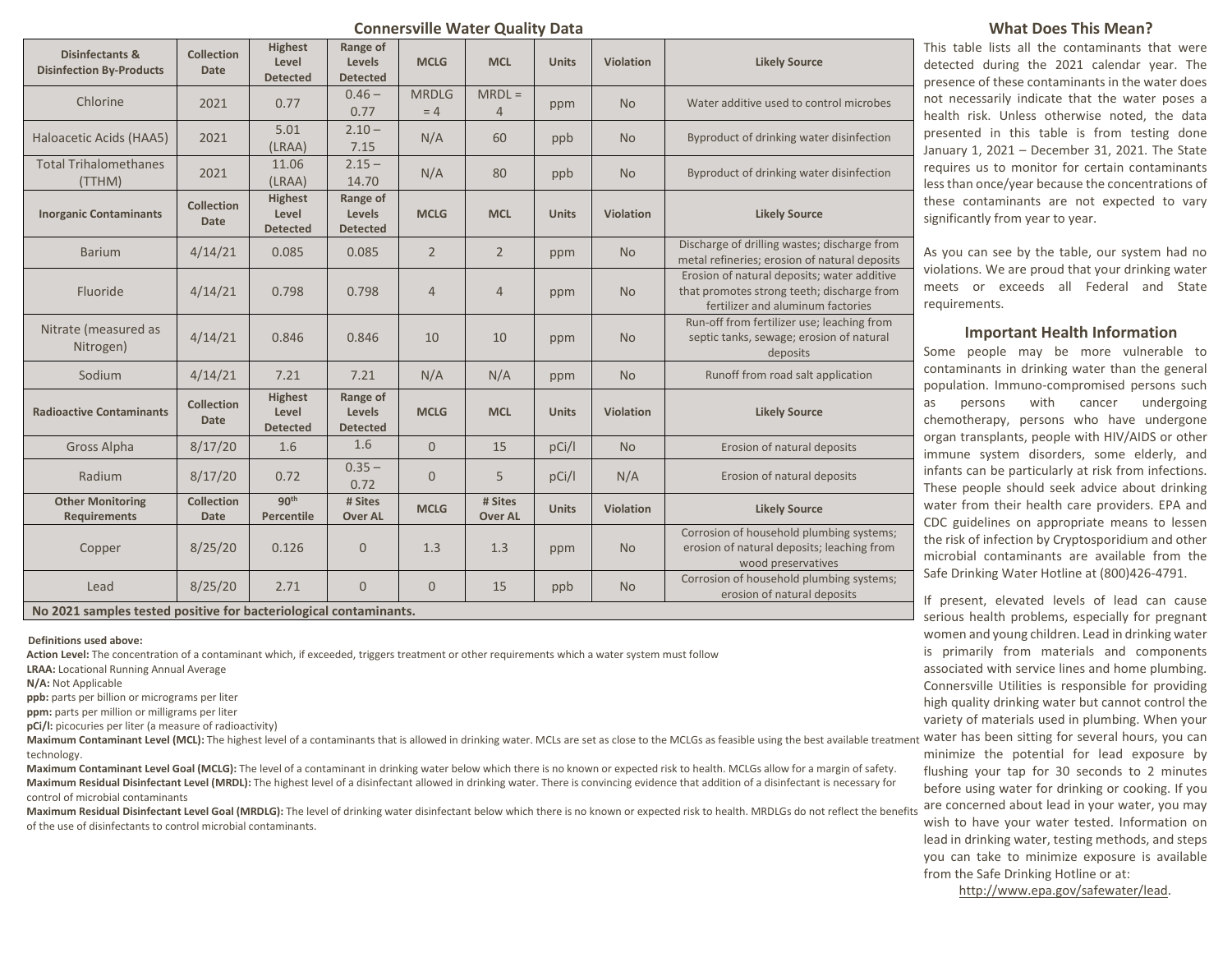## Connersville Water Quality Data

| Disinfectants & Disinfection By-Products | Collection Date | Highest Level Detected | Range of Levels Detected | MCLG | MCL | Units | Violation | Likely Source |
|---|---|---|---|---|---|---|---|---|
| Chlorine | 2021 | 0.77 | 0.46 – 0.77 | MRDLG = 4 | MRDL = 4 | ppm | No | Water additive used to control microbes |
| Haloacetic Acids (HAA5) | 2021 | 5.01 (LRAA) | 2.10 – 7.15 | N/A | 60 | ppb | No | Byproduct of drinking water disinfection |
| Total Trihalomethanes (TTHM) | 2021 | 11.06 (LRAA) | 2.15 – 14.70 | N/A | 80 | ppb | No | Byproduct of drinking water disinfection |
| **Inorganic Contaminants** | **Collection Date** | **Highest Level Detected** | **Range of Levels Detected** | **MCLG** | **MCL** | **Units** | **Violation** | **Likely Source** |
| Barium | 4/14/21 | 0.085 | 0.085 | 2 | 2 | ppm | No | Discharge of drilling wastes; discharge from metal refineries; erosion of natural deposits |
| Fluoride | 4/14/21 | 0.798 | 0.798 | 4 | 4 | ppm | No | Erosion of natural deposits; water additive that promotes strong teeth; discharge from fertilizer and aluminum factories |
| Nitrate (measured as Nitrogen) | 4/14/21 | 0.846 | 0.846 | 10 | 10 | ppm | No | Run-off from fertilizer use; leaching from septic tanks, sewage; erosion of natural deposits |
| Sodium | 4/14/21 | 7.21 | 7.21 | N/A | N/A | ppm | No | Runoff from road salt application |
| **Radioactive Contaminants** | **Collection Date** | **Highest Level Detected** | **Range of Levels Detected** | **MCLG** | **MCL** | **Units** | **Violation** | **Likely Source** |
| Gross Alpha | 8/17/20 | 1.6 | 1.6 | 0 | 15 | pCi/l | No | Erosion of natural deposits |
| Radium | 8/17/20 | 0.72 | 0.35 – 0.72 | 0 | 5 | pCi/l | N/A | Erosion of natural deposits |
| **Other Monitoring Requirements** | **Collection Date** | **90th Percentile** | **# Sites Over AL** | **MCLG** | **# Sites Over AL** | **Units** | **Violation** | **Likely Source** |
| Copper | 8/25/20 | 0.126 | 0 | 1.3 | 1.3 | ppm | No | Corrosion of household plumbing systems; erosion of natural deposits; leaching from wood preservatives |
| Lead | 8/25/20 | 2.71 | 0 | 0 | 15 | ppb | No | Corrosion of household plumbing systems; erosion of natural deposits |
| **No 2021 samples tested positive for bacteriological contaminants.** | | | | | | | | |

**Definitions used above:**

**Action Level:** The concentration of a contaminant which, if exceeded, triggers treatment or other requirements which a water system must follow

**LRAA:** Locational Running Annual Average

**N/A:** Not Applicable

**ppb:** parts per billion or micrograms per liter

**ppm:** parts per million or milligrams per liter

**pCi/l:** picocuries per liter (a measure of radioactivity)

**Maximum Contaminant Level (MCL):** The highest level of a contaminants that is allowed in drinking water. MCLs are set as close to the MCLGs as feasible using the best available treatment technology.

**Maximum Contaminant Level Goal (MCLG):** The level of a contaminant in drinking water below which there is no known or expected risk to health. MCLGs allow for a margin of safety.

**Maximum Residual Disinfectant Level (MRDL):** The highest level of a disinfectant allowed in drinking water. There is convincing evidence that addition of a disinfectant is necessary for control of microbial contaminants

**Maximum Residual Disinfectant Level Goal (MRDLG):** The level of drinking water disinfectant below which there is no known or expected risk to health. MRDLGs do not reflect the benefits of the use of disinfectants to control microbial contaminants.

## What Does This Mean?

This table lists all the contaminants that were detected during the 2021 calendar year. The presence of these contaminants in the water does not necessarily indicate that the water poses a health risk. Unless otherwise noted, the data presented in this table is from testing done January 1, 2021 – December 31, 2021. The State requires us to monitor for certain contaminants less than once/year because the concentrations of these contaminants are not expected to vary significantly from year to year.

As you can see by the table, our system had no violations. We are proud that your drinking water meets or exceeds all Federal and State requirements.

## Important Health Information

Some people may be more vulnerable to contaminants in drinking water than the general population. Immuno-compromised persons such as persons with cancer undergoing chemotherapy, persons who have undergone organ transplants, people with HIV/AIDS or other immune system disorders, some elderly, and infants can be particularly at risk from infections. These people should seek advice about drinking water from their health care providers. EPA and CDC guidelines on appropriate means to lessen the risk of infection by Cryptosporidium and other microbial contaminants are available from the Safe Drinking Water Hotline at (800)426-4791.

If present, elevated levels of lead can cause serious health problems, especially for pregnant women and young children. Lead in drinking water is primarily from materials and components associated with service lines and home plumbing. Connersville Utilities is responsible for providing high quality drinking water but cannot control the variety of materials used in plumbing. When your water has been sitting for several hours, you can minimize the potential for lead exposure by flushing your tap for 30 seconds to 2 minutes before using water for drinking or cooking. If you are concerned about lead in your water, you may wish to have your water tested. Information on lead in drinking water, testing methods, and steps you can take to minimize exposure is available from the Safe Drinking Hotline or at: http://www.epa.gov/safewater/lead.